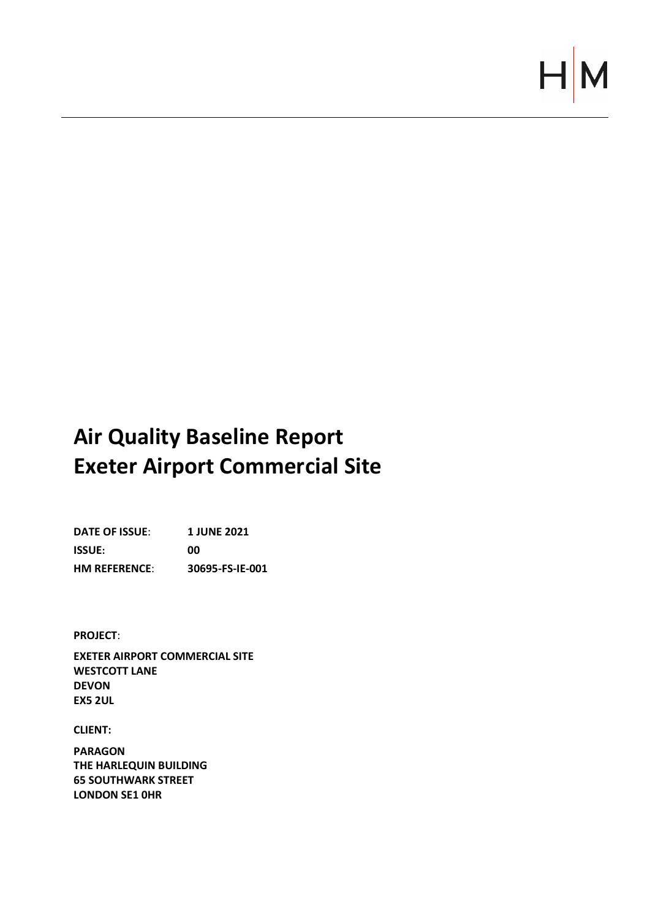# Air Quality Baseline Report
# Exeter Airport Commercial Site

| | |
|---|---|
| **DATE OF ISSUE**: | **1 JUNE 2021** |
| **ISSUE:** | **00** |
| **HM REFERENCE**: | **30695-FS-IE-001** |

**PROJECT**:

**EXETER AIRPORT COMMERCIAL SITE**
**WESTCOTT LANE**
**DEVON**
**EX5 2UL**

**CLIENT:**

**PARAGON**
**THE HARLEQUIN BUILDING**
**65 SOUTHWARK STREET**
**LONDON SE1 0HR**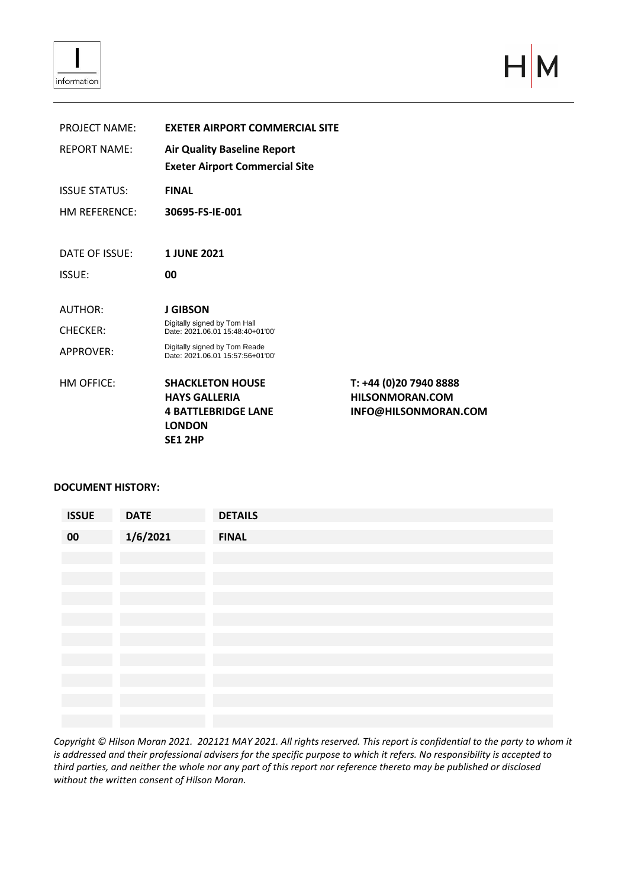| | | |
|---|---|---|
| PROJECT NAME: | **EXETER AIRPORT COMMERCIAL SITE** | |
| REPORT NAME: | **Air Quality Baseline Report**<br>**Exeter Airport Commercial Site** | |
| ISSUE STATUS: | **FINAL** | |
| HM REFERENCE: | **30695-FS-IE-001** | |
| DATE OF ISSUE: | **1 JUNE 2021** | |
| ISSUE: | **00** | |
| AUTHOR: | **J GIBSON** | |
| CHECKER: | Digitally signed by Tom Hall<br>Date: 2021.06.01 15:48:40+01'00' | |
| APPROVER: | Digitally signed by Tom Reade<br>Date: 2021.06.01 15:57:56+01'00' | |
| HM OFFICE: | **SHACKLETON HOUSE**<br>**HAYS GALLERIA**<br>**4 BATTLEBRIDGE LANE**<br>**LONDON**<br>**SE1 2HP** | **T: +44 (0)20 7940 8888**<br>**HILSONMORAN.COM**<br>**INFO@HILSONMORAN.COM** |

**DOCUMENT HISTORY:**

| ISSUE | DATE | DETAILS |
|---|---|---|
| **00** | **1/6/2021** | **FINAL** |
| | | |
| | | |
| | | |
| | | |
| | | |
| | | |
| | | |
| | | |
| | | |

*Copyright © Hilson Moran 2021. 202121 MAY 2021. All rights reserved. This report is confidential to the party to whom it is addressed and their professional advisers for the specific purpose to which it refers. No responsibility is accepted to third parties, and neither the whole nor any part of this report nor reference thereto may be published or disclosed without the written consent of Hilson Moran.*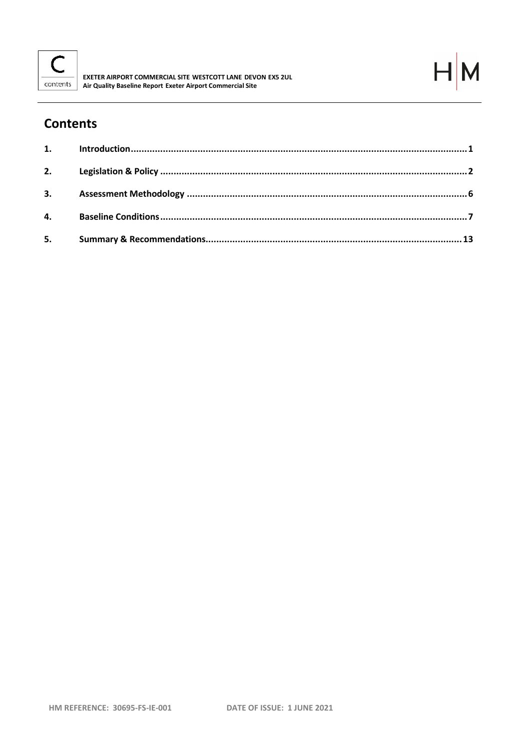## Contents

| | | |
|---|---|---|
| 1. | Introduction | 1 |
| 2. | Legislation & Policy | 2 |
| 3. | Assessment Methodology | 6 |
| 4. | Baseline Conditions | 7 |
| 5. | Summary & Recommendations | 13 |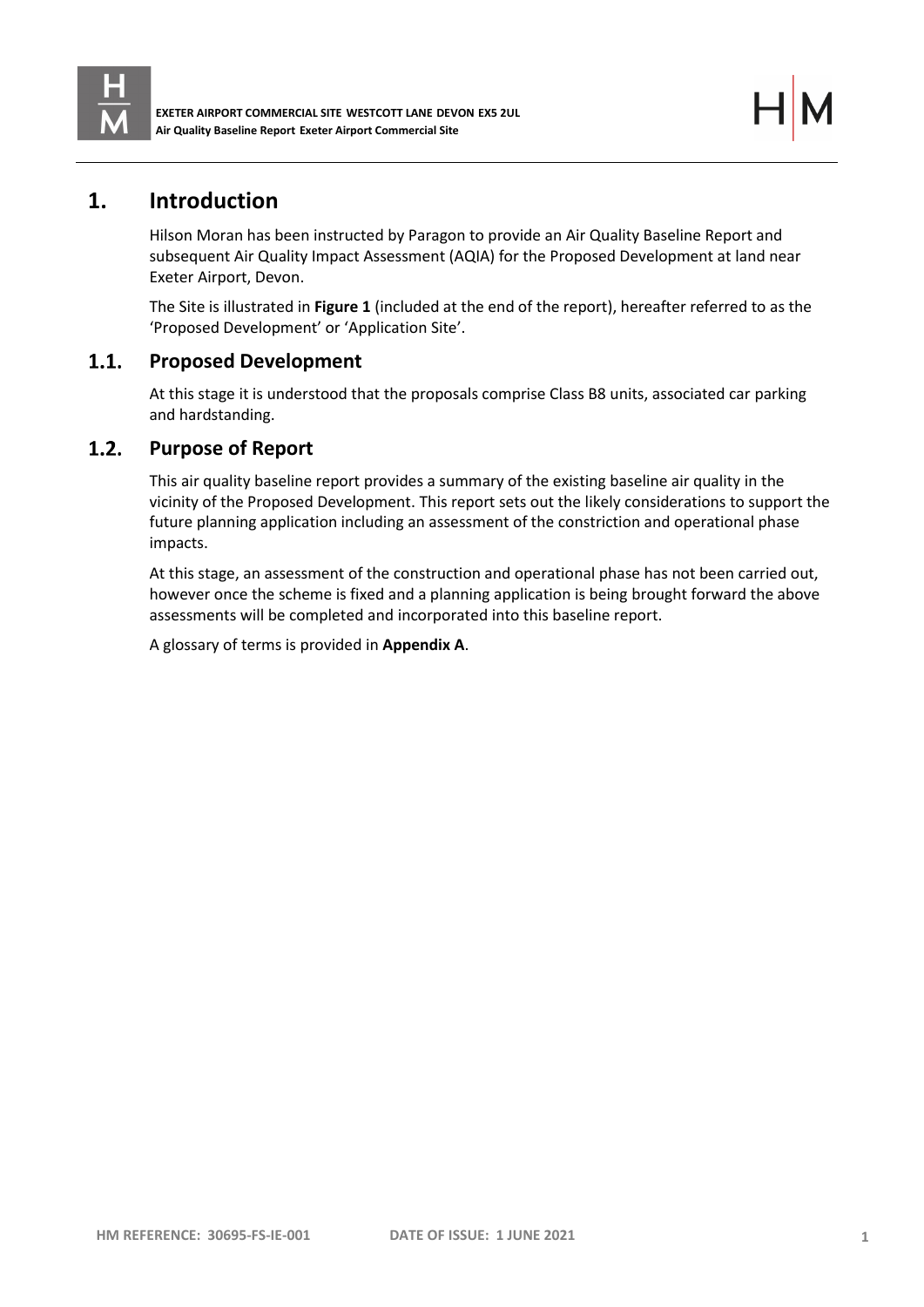# 1. Introduction

Hilson Moran has been instructed by Paragon to provide an Air Quality Baseline Report and subsequent Air Quality Impact Assessment (AQIA) for the Proposed Development at land near Exeter Airport, Devon.

The Site is illustrated in **Figure 1** (included at the end of the report), hereafter referred to as the 'Proposed Development' or 'Application Site'.

## 1.1. Proposed Development

At this stage it is understood that the proposals comprise Class B8 units, associated car parking and hardstanding.

## 1.2. Purpose of Report

This air quality baseline report provides a summary of the existing baseline air quality in the vicinity of the Proposed Development. This report sets out the likely considerations to support the future planning application including an assessment of the constriction and operational phase impacts.

At this stage, an assessment of the construction and operational phase has not been carried out, however once the scheme is fixed and a planning application is being brought forward the above assessments will be completed and incorporated into this baseline report.

A glossary of terms is provided in **Appendix A**.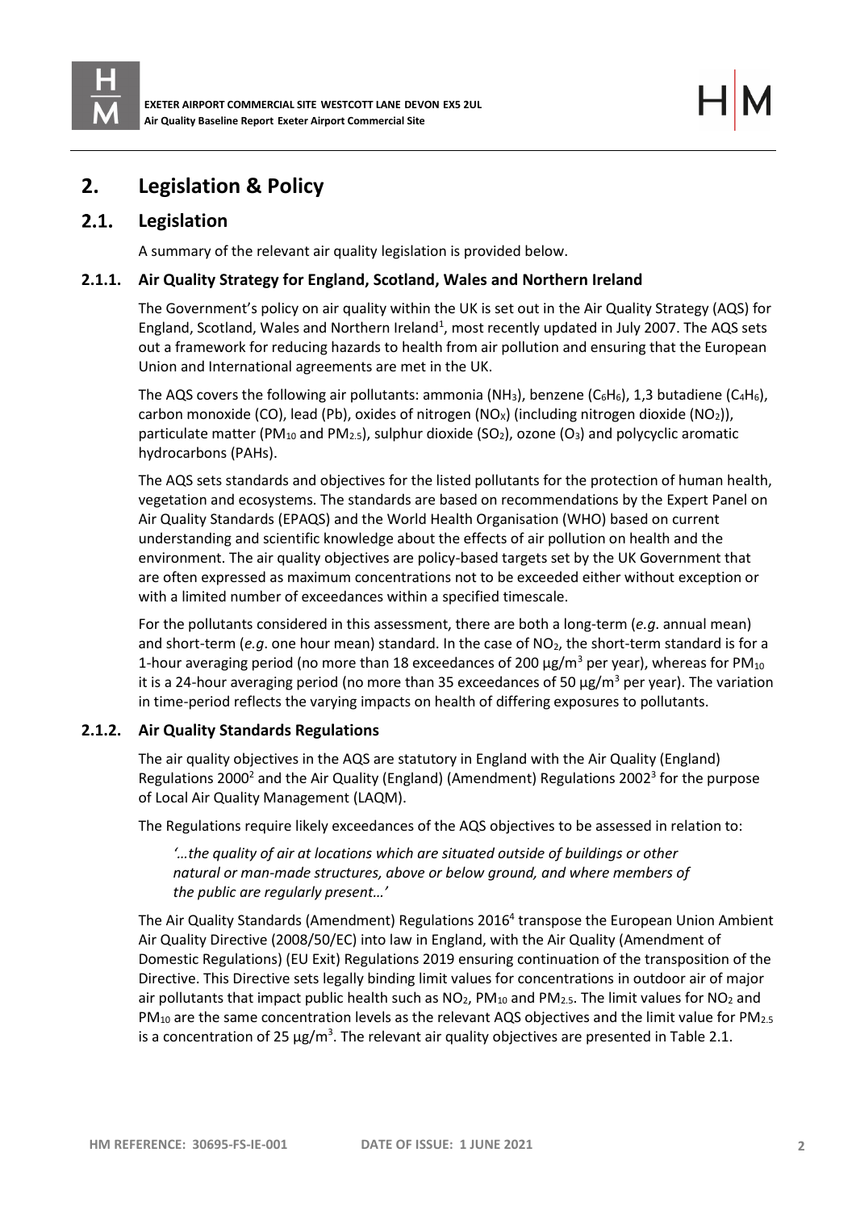# 2. Legislation & Policy

## 2.1. Legislation

A summary of the relevant air quality legislation is provided below.

### 2.1.1. Air Quality Strategy for England, Scotland, Wales and Northern Ireland

The Government's policy on air quality within the UK is set out in the Air Quality Strategy (AQS) for England, Scotland, Wales and Northern Ireland[1], most recently updated in July 2007. The AQS sets out a framework for reducing hazards to health from air pollution and ensuring that the European Union and International agreements are met in the UK.

The AQS covers the following air pollutants: ammonia ($NH_3$), benzene ($C_6H_6$), 1,3 butadiene ($C_4H_6$), carbon monoxide (CO), lead (Pb), oxides of nitrogen ($NO_X$) (including nitrogen dioxide ($NO_2$)), particulate matter ($PM_{10}$ and $PM_{2.5}$), sulphur dioxide ($SO_2$), ozone ($O_3$) and polycyclic aromatic hydrocarbons (PAHs).

The AQS sets standards and objectives for the listed pollutants for the protection of human health, vegetation and ecosystems. The standards are based on recommendations by the Expert Panel on Air Quality Standards (EPAQS) and the World Health Organisation (WHO) based on current understanding and scientific knowledge about the effects of air pollution on health and the environment. The air quality objectives are policy-based targets set by the UK Government that are often expressed as maximum concentrations not to be exceeded either without exception or with a limited number of exceedances within a specified timescale.

For the pollutants considered in this assessment, there are both a long-term (*e.g*. annual mean) and short-term (*e.g*. one hour mean) standard. In the case of $NO_2$, the short-term standard is for a 1-hour averaging period (no more than 18 exceedances of 200 $\mu g/m^3$ per year), whereas for $PM_{10}$ it is a 24-hour averaging period (no more than 35 exceedances of 50 $\mu g/m^3$ per year). The variation in time-period reflects the varying impacts on health of differing exposures to pollutants.

### 2.1.2. Air Quality Standards Regulations

The air quality objectives in the AQS are statutory in England with the Air Quality (England) Regulations 2000[2] and the Air Quality (England) (Amendment) Regulations 2002[3] for the purpose of Local Air Quality Management (LAQM).

The Regulations require likely exceedances of the AQS objectives to be assessed in relation to:

> *'…the quality of air at locations which are situated outside of buildings or other natural or man-made structures, above or below ground, and where members of the public are regularly present…'*

The Air Quality Standards (Amendment) Regulations 2016[4] transpose the European Union Ambient Air Quality Directive (2008/50/EC) into law in England, with the Air Quality (Amendment of Domestic Regulations) (EU Exit) Regulations 2019 ensuring continuation of the transposition of the Directive. This Directive sets legally binding limit values for concentrations in outdoor air of major air pollutants that impact public health such as $NO_2$, $PM_{10}$ and $PM_{2.5}$. The limit values for $NO_2$ and $PM_{10}$ are the same concentration levels as the relevant AQS objectives and the limit value for $PM_{2.5}$ is a concentration of 25 $\mu g/m^3$. The relevant air quality objectives are presented in Table 2.1.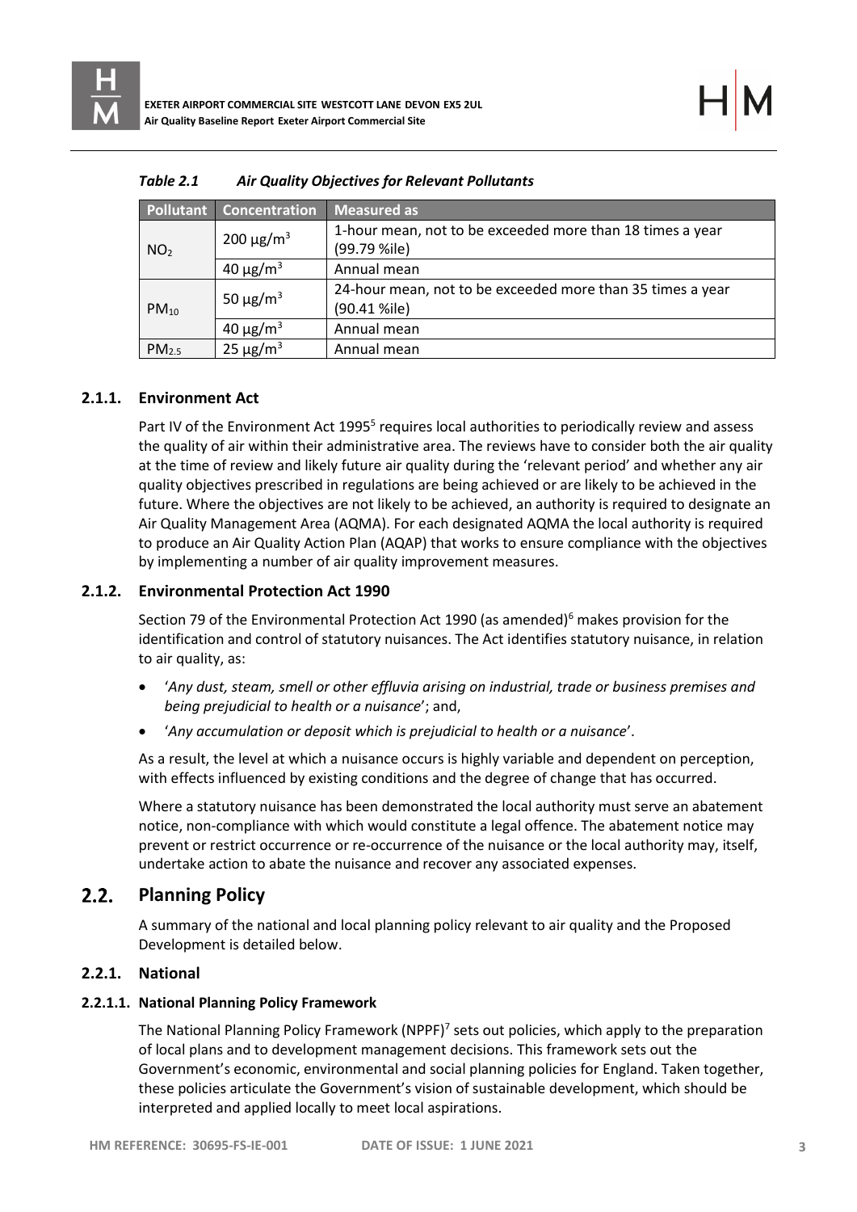*Table 2.1 Air Quality Objectives for Relevant Pollutants*

| Pollutant | Concentration | Measured as |
|---|---|---|
| $NO_2$ | 200 $\mu g/m^3$ | 1-hour mean, not to be exceeded more than 18 times a year (99.79 %ile) |
| | 40 $\mu g/m^3$ | Annual mean |
| $PM_{10}$ | 50 $\mu g/m^3$ | 24-hour mean, not to be exceeded more than 35 times a year (90.41 %ile) |
| | 40 $\mu g/m^3$ | Annual mean |
| $PM_{2.5}$ | 25 $\mu g/m^3$ | Annual mean |

### 2.1.1. Environment Act

Part IV of the Environment Act 1995[5] requires local authorities to periodically review and assess the quality of air within their administrative area. The reviews have to consider both the air quality at the time of review and likely future air quality during the 'relevant period' and whether any air quality objectives prescribed in regulations are being achieved or are likely to be achieved in the future. Where the objectives are not likely to be achieved, an authority is required to designate an Air Quality Management Area (AQMA). For each designated AQMA the local authority is required to produce an Air Quality Action Plan (AQAP) that works to ensure compliance with the objectives by implementing a number of air quality improvement measures.

### 2.1.2. Environmental Protection Act 1990

Section 79 of the Environmental Protection Act 1990 (as amended)[6] makes provision for the identification and control of statutory nuisances. The Act identifies statutory nuisance, in relation to air quality, as:

- '*Any dust, steam, smell or other effluvia arising on industrial, trade or business premises and being prejudicial to health or a nuisance*'; and,
- '*Any accumulation or deposit which is prejudicial to health or a nuisance*'.

As a result, the level at which a nuisance occurs is highly variable and dependent on perception, with effects influenced by existing conditions and the degree of change that has occurred.

Where a statutory nuisance has been demonstrated the local authority must serve an abatement notice, non-compliance with which would constitute a legal offence. The abatement notice may prevent or restrict occurrence or re-occurrence of the nuisance or the local authority may, itself, undertake action to abate the nuisance and recover any associated expenses.

## 2.2. Planning Policy

A summary of the national and local planning policy relevant to air quality and the Proposed Development is detailed below.

### 2.2.1. National

#### 2.2.1.1. National Planning Policy Framework

The National Planning Policy Framework (NPPF)[7] sets out policies, which apply to the preparation of local plans and to development management decisions. This framework sets out the Government's economic, environmental and social planning policies for England. Taken together, these policies articulate the Government's vision of sustainable development, which should be interpreted and applied locally to meet local aspirations.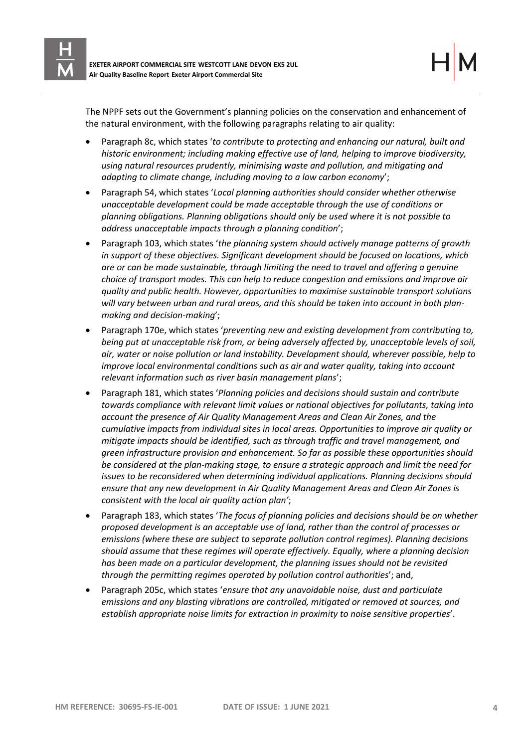The NPPF sets out the Government's planning policies on the conservation and enhancement of the natural environment, with the following paragraphs relating to air quality:

- Paragraph 8c, which states '*to contribute to protecting and enhancing our natural, built and historic environment; including making effective use of land, helping to improve biodiversity, using natural resources prudently, minimising waste and pollution, and mitigating and adapting to climate change, including moving to a low carbon economy*';
- Paragraph 54, which states '*Local planning authorities should consider whether otherwise unacceptable development could be made acceptable through the use of conditions or planning obligations. Planning obligations should only be used where it is not possible to address unacceptable impacts through a planning condition*';
- Paragraph 103, which states '*the planning system should actively manage patterns of growth in support of these objectives. Significant development should be focused on locations, which are or can be made sustainable, through limiting the need to travel and offering a genuine choice of transport modes. This can help to reduce congestion and emissions and improve air quality and public health. However, opportunities to maximise sustainable transport solutions will vary between urban and rural areas, and this should be taken into account in both plan-making and decision-making*';
- Paragraph 170e, which states '*preventing new and existing development from contributing to, being put at unacceptable risk from, or being adversely affected by, unacceptable levels of soil, air, water or noise pollution or land instability. Development should, wherever possible, help to improve local environmental conditions such as air and water quality, taking into account relevant information such as river basin management plans*';
- Paragraph 181, which states '*Planning policies and decisions should sustain and contribute towards compliance with relevant limit values or national objectives for pollutants, taking into account the presence of Air Quality Management Areas and Clean Air Zones, and the cumulative impacts from individual sites in local areas. Opportunities to improve air quality or mitigate impacts should be identified, such as through traffic and travel management, and green infrastructure provision and enhancement. So far as possible these opportunities should be considered at the plan-making stage, to ensure a strategic approach and limit the need for issues to be reconsidered when determining individual applications. Planning decisions should ensure that any new development in Air Quality Management Areas and Clean Air Zones is consistent with the local air quality action plan*';
- Paragraph 183, which states '*The focus of planning policies and decisions should be on whether proposed development is an acceptable use of land, rather than the control of processes or emissions (where these are subject to separate pollution control regimes). Planning decisions should assume that these regimes will operate effectively. Equally, where a planning decision has been made on a particular development, the planning issues should not be revisited through the permitting regimes operated by pollution control authorities*'; and,
- Paragraph 205c, which states '*ensure that any unavoidable noise, dust and particulate emissions and any blasting vibrations are controlled, mitigated or removed at sources, and establish appropriate noise limits for extraction in proximity to noise sensitive properties*'.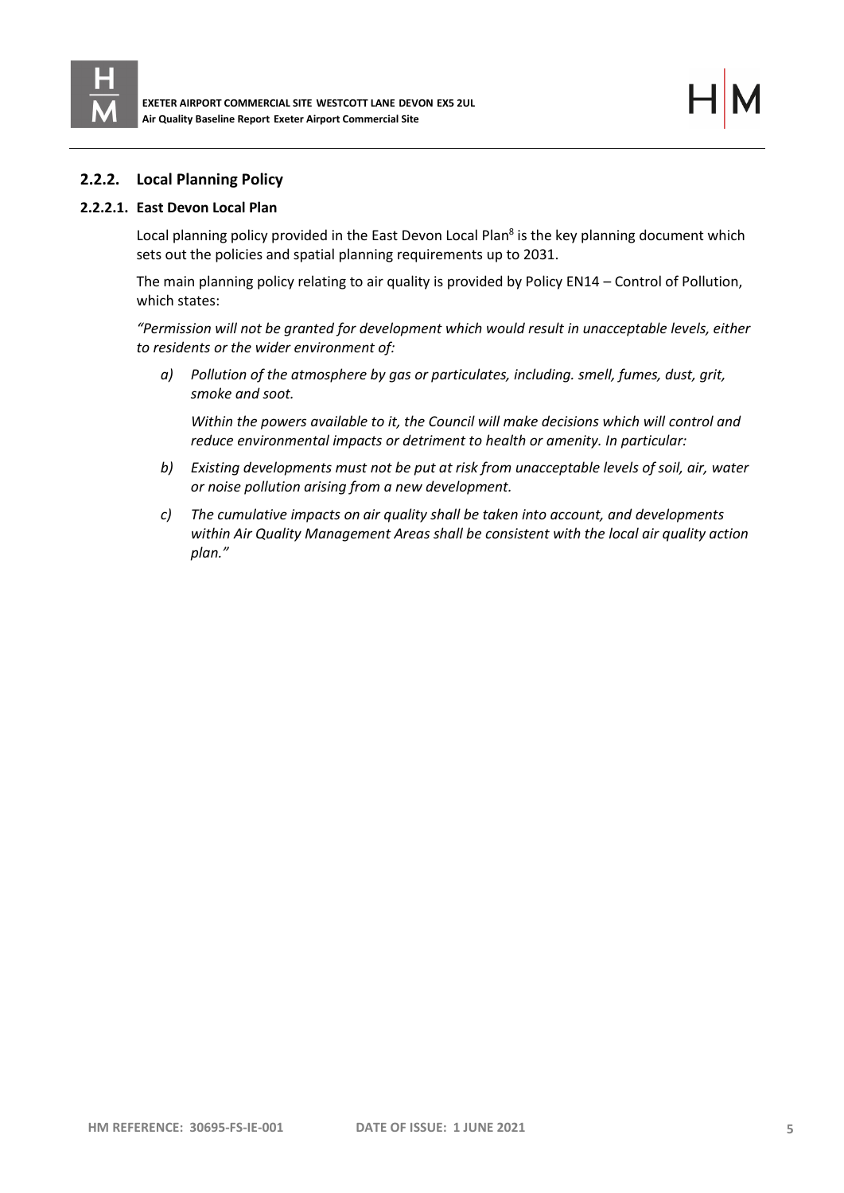### 2.2.2. Local Planning Policy

#### 2.2.2.1. East Devon Local Plan

Local planning policy provided in the East Devon Local Plan[8] is the key planning document which sets out the policies and spatial planning requirements up to 2031.

The main planning policy relating to air quality is provided by Policy EN14 – Control of Pollution, which states:

*"Permission will not be granted for development which would result in unacceptable levels, either to residents or the wider environment of:*

*a) Pollution of the atmosphere by gas or particulates, including. smell, fumes, dust, grit, smoke and soot.*

*Within the powers available to it, the Council will make decisions which will control and reduce environmental impacts or detriment to health or amenity. In particular:*

*b) Existing developments must not be put at risk from unacceptable levels of soil, air, water or noise pollution arising from a new development.*

*c) The cumulative impacts on air quality shall be taken into account, and developments within Air Quality Management Areas shall be consistent with the local air quality action plan."*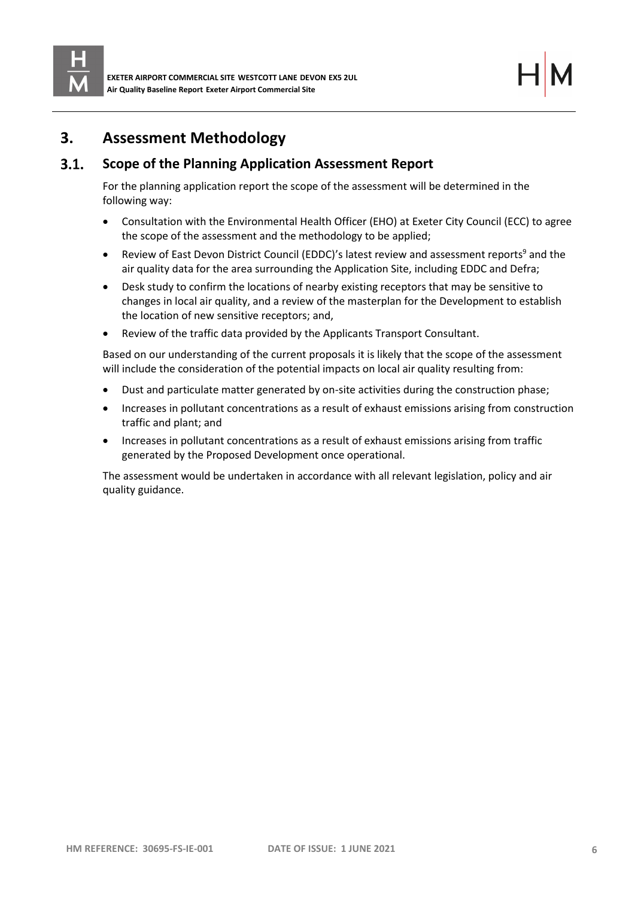# 3. Assessment Methodology

## 3.1. Scope of the Planning Application Assessment Report

For the planning application report the scope of the assessment will be determined in the following way:

- Consultation with the Environmental Health Officer (EHO) at Exeter City Council (ECC) to agree the scope of the assessment and the methodology to be applied;
- Review of East Devon District Council (EDDC)'s latest review and assessment reports[9] and the air quality data for the area surrounding the Application Site, including EDDC and Defra;
- Desk study to confirm the locations of nearby existing receptors that may be sensitive to changes in local air quality, and a review of the masterplan for the Development to establish the location of new sensitive receptors; and,
- Review of the traffic data provided by the Applicants Transport Consultant.

Based on our understanding of the current proposals it is likely that the scope of the assessment will include the consideration of the potential impacts on local air quality resulting from:

- Dust and particulate matter generated by on-site activities during the construction phase;
- Increases in pollutant concentrations as a result of exhaust emissions arising from construction traffic and plant; and
- Increases in pollutant concentrations as a result of exhaust emissions arising from traffic generated by the Proposed Development once operational.

The assessment would be undertaken in accordance with all relevant legislation, policy and air quality guidance.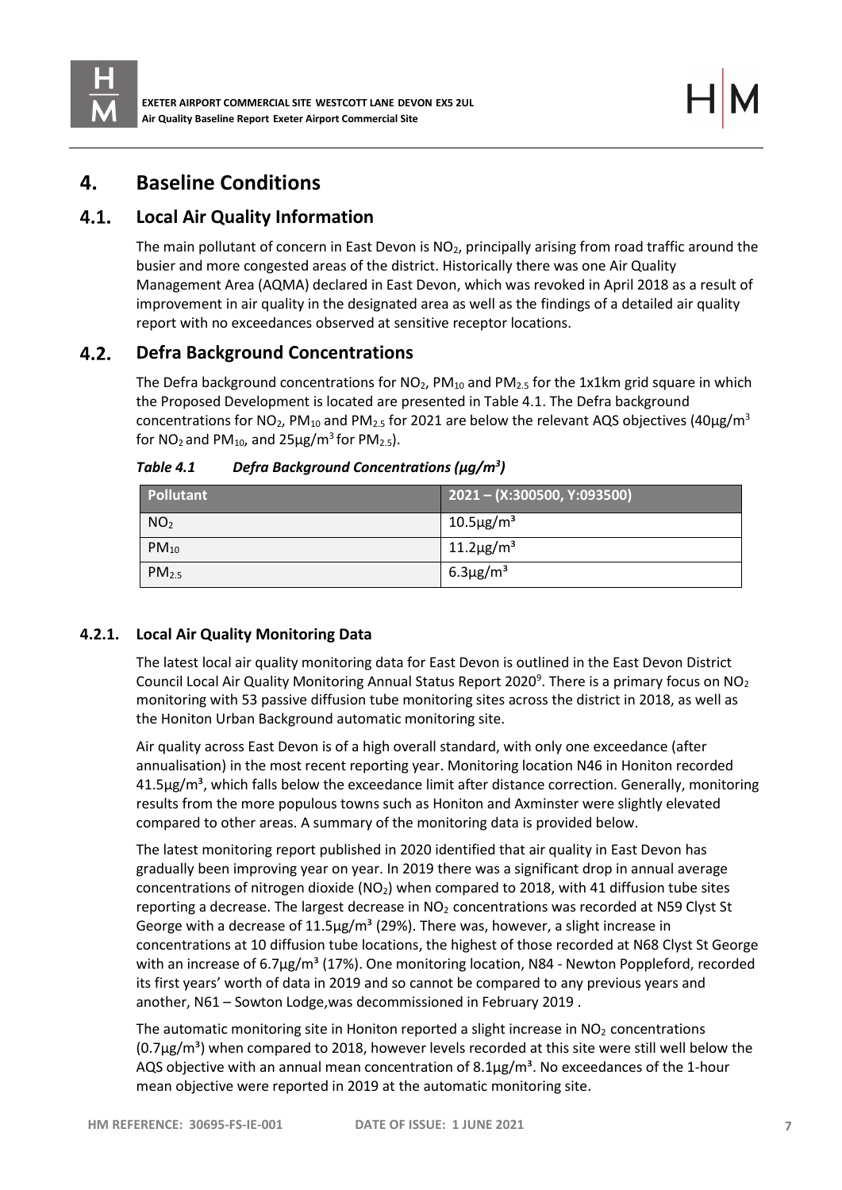# 4. Baseline Conditions

## 4.1. Local Air Quality Information

The main pollutant of concern in East Devon is $NO_2$, principally arising from road traffic around the busier and more congested areas of the district. Historically there was one Air Quality Management Area (AQMA) declared in East Devon, which was revoked in April 2018 as a result of improvement in air quality in the designated area as well as the findings of a detailed air quality report with no exceedances observed at sensitive receptor locations.

## 4.2. Defra Background Concentrations

The Defra background concentrations for $NO_2$, $PM_{10}$ and $PM_{2.5}$ for the 1x1km grid square in which the Proposed Development is located are presented in Table 4.1. The Defra background concentrations for $NO_2$, $PM_{10}$ and $PM_{2.5}$ for 2021 are below the relevant AQS objectives (40μg/m$^3$ for $NO_2$ and $PM_{10}$, and 25μg/m$^3$ for $PM_{2.5}$).

*Table 4.1 Defra Background Concentrations (μg/m$^3$)*

| Pollutant | 2021 – (X:300500, Y:093500) |
|---|---|
| $NO_2$ | 10.5μg/m$^3$ |
| $PM_{10}$ | 11.2μg/m$^3$ |
| $PM_{2.5}$ | 6.3μg/m$^3$ |

### 4.2.1. Local Air Quality Monitoring Data

The latest local air quality monitoring data for East Devon is outlined in the East Devon District Council Local Air Quality Monitoring Annual Status Report 2020[9]. There is a primary focus on $NO_2$ monitoring with 53 passive diffusion tube monitoring sites across the district in 2018, as well as the Honiton Urban Background automatic monitoring site.

Air quality across East Devon is of a high overall standard, with only one exceedance (after annualisation) in the most recent reporting year. Monitoring location N46 in Honiton recorded 41.5μg/m$^3$, which falls below the exceedance limit after distance correction. Generally, monitoring results from the more populous towns such as Honiton and Axminster were slightly elevated compared to other areas. A summary of the monitoring data is provided below.

The latest monitoring report published in 2020 identified that air quality in East Devon has gradually been improving year on year. In 2019 there was a significant drop in annual average concentrations of nitrogen dioxide ($NO_2$) when compared to 2018, with 41 diffusion tube sites reporting a decrease. The largest decrease in $NO_2$ concentrations was recorded at N59 Clyst St George with a decrease of 11.5μg/m$^3$ (29%). There was, however, a slight increase in concentrations at 10 diffusion tube locations, the highest of those recorded at N68 Clyst St George with an increase of 6.7μg/m$^3$ (17%). One monitoring location, N84 - Newton Poppleford, recorded its first years' worth of data in 2019 and so cannot be compared to any previous years and another, N61 – Sowton Lodge,was decommissioned in February 2019 .

The automatic monitoring site in Honiton reported a slight increase in $NO_2$ concentrations (0.7μg/m$^3$) when compared to 2018, however levels recorded at this site were still well below the AQS objective with an annual mean concentration of 8.1μg/m$^3$. No exceedances of the 1-hour mean objective were reported in 2019 at the automatic monitoring site.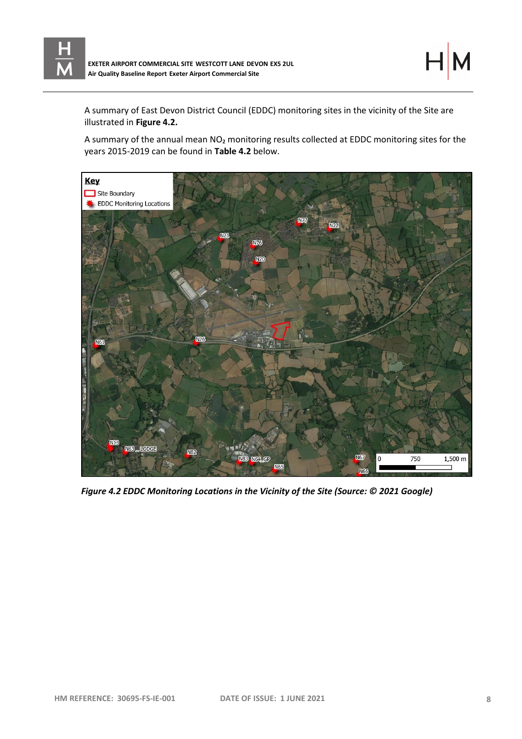A summary of East Devon District Council (EDDC) monitoring sites in the vicinity of the Site are illustrated in **Figure 4.2.**

A summary of the annual mean $NO_2$ monitoring results collected at EDDC monitoring sites for the years 2015-2019 can be found in **Table 4.2** below.

*Figure 4.2 EDDC Monitoring Locations in the Vicinity of the Site (Source: © 2021 Google)*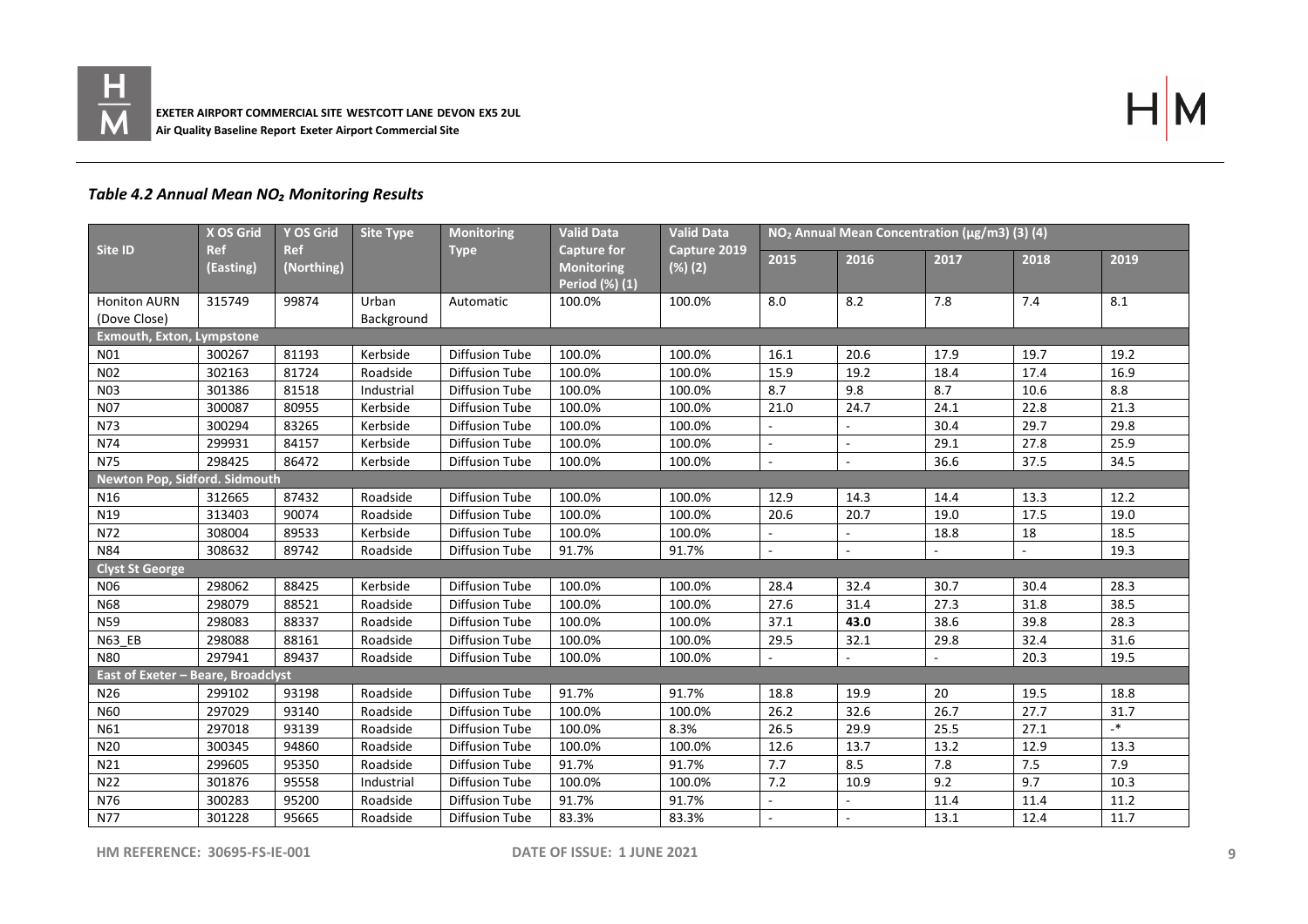### *Table 4.2 Annual Mean $NO_2$ Monitoring Results*

| Site ID | X OS Grid Ref (Easting) | Y OS Grid Ref (Northing) | Site Type | Monitoring Type | Valid Data Capture for Monitoring Period (%) (1) | Valid Data Capture 2019 (%) (2) | $NO_2$ Annual Mean Concentration (µg/m3) (3) (4) | | | | |
|---|---|---|---|---|---|---|---|---|---|---|---|
| | | | | | | | 2015 | 2016 | 2017 | 2018 | 2019 |
| Honiton AURN (Dove Close) | 315749 | 99874 | Urban Background | Automatic | 100.0% | 100.0% | 8.0 | 8.2 | 7.8 | 7.4 | 8.1 |
| **Exmouth, Exton, Lympstone** | | | | | | | | | | | |
| N01 | 300267 | 81193 | Kerbside | Diffusion Tube | 100.0% | 100.0% | 16.1 | 20.6 | 17.9 | 19.7 | 19.2 |
| N02 | 302163 | 81724 | Roadside | Diffusion Tube | 100.0% | 100.0% | 15.9 | 19.2 | 18.4 | 17.4 | 16.9 |
| N03 | 301386 | 81518 | Industrial | Diffusion Tube | 100.0% | 100.0% | 8.7 | 9.8 | 8.7 | 10.6 | 8.8 |
| N07 | 300087 | 80955 | Kerbside | Diffusion Tube | 100.0% | 100.0% | 21.0 | 24.7 | 24.1 | 22.8 | 21.3 |
| N73 | 300294 | 83265 | Kerbside | Diffusion Tube | 100.0% | 100.0% | - | - | 30.4 | 29.7 | 29.8 |
| N74 | 299931 | 84157 | Kerbside | Diffusion Tube | 100.0% | 100.0% | - | - | 29.1 | 27.8 | 25.9 |
| N75 | 298425 | 86472 | Kerbside | Diffusion Tube | 100.0% | 100.0% | - | - | 36.6 | 37.5 | 34.5 |
| **Newton Pop, Sidford. Sidmouth** | | | | | | | | | | | |
| N16 | 312665 | 87432 | Roadside | Diffusion Tube | 100.0% | 100.0% | 12.9 | 14.3 | 14.4 | 13.3 | 12.2 |
| N19 | 313403 | 90074 | Roadside | Diffusion Tube | 100.0% | 100.0% | 20.6 | 20.7 | 19.0 | 17.5 | 19.0 |
| N72 | 308004 | 89533 | Kerbside | Diffusion Tube | 100.0% | 100.0% | - | - | 18.8 | 18 | 18.5 |
| N84 | 308632 | 89742 | Roadside | Diffusion Tube | 91.7% | 91.7% | - | - | - | - | 19.3 |
| **Clyst St George** | | | | | | | | | | | |
| N06 | 298062 | 88425 | Kerbside | Diffusion Tube | 100.0% | 100.0% | 28.4 | 32.4 | 30.7 | 30.4 | 28.3 |
| N68 | 298079 | 88521 | Roadside | Diffusion Tube | 100.0% | 100.0% | 27.6 | 31.4 | 27.3 | 31.8 | 38.5 |
| N59 | 298083 | 88337 | Roadside | Diffusion Tube | 100.0% | 100.0% | 37.1 | **43.0** | 38.6 | 39.8 | 28.3 |
| N63_EB | 298088 | 88161 | Roadside | Diffusion Tube | 100.0% | 100.0% | 29.5 | 32.1 | 29.8 | 32.4 | 31.6 |
| N80 | 297941 | 89437 | Roadside | Diffusion Tube | 100.0% | 100.0% | - | - | - | 20.3 | 19.5 |
| **East of Exeter – Beare, Broadclyst** | | | | | | | | | | | |
| N26 | 299102 | 93198 | Roadside | Diffusion Tube | 91.7% | 91.7% | 18.8 | 19.9 | 20 | 19.5 | 18.8 |
| N60 | 297029 | 93140 | Roadside | Diffusion Tube | 100.0% | 100.0% | 26.2 | 32.6 | 26.7 | 27.7 | 31.7 |
| N61 | 297018 | 93139 | Roadside | Diffusion Tube | 100.0% | 8.3% | 26.5 | 29.9 | 25.5 | 27.1 | -* |
| N20 | 300345 | 94860 | Roadside | Diffusion Tube | 100.0% | 100.0% | 12.6 | 13.7 | 13.2 | 12.9 | 13.3 |
| N21 | 299605 | 95350 | Roadside | Diffusion Tube | 91.7% | 91.7% | 7.7 | 8.5 | 7.8 | 7.5 | 7.9 |
| N22 | 301876 | 95558 | Industrial | Diffusion Tube | 100.0% | 100.0% | 7.2 | 10.9 | 9.2 | 9.7 | 10.3 |
| N76 | 300283 | 95200 | Roadside | Diffusion Tube | 91.7% | 91.7% | - | - | 11.4 | 11.4 | 11.2 |
| N77 | 301228 | 95665 | Roadside | Diffusion Tube | 83.3% | 83.3% | - | - | 13.1 | 12.4 | 11.7 |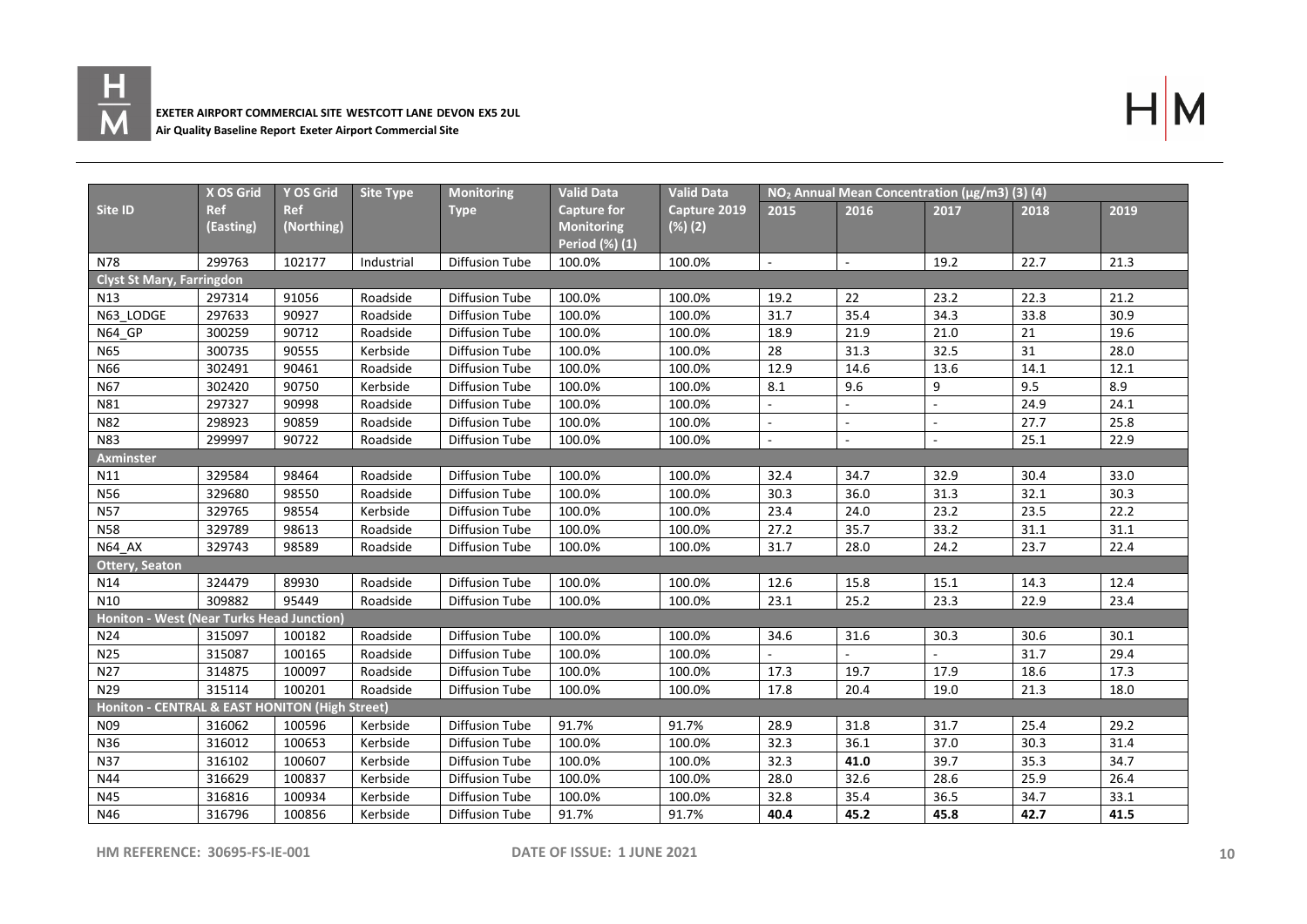| Site ID | X OS Grid Ref (Easting) | Y OS Grid Ref (Northing) | Site Type | Monitoring Type | Valid Data Capture for Monitoring Period (%) (1) | Valid Data Capture 2019 (%) (2) | $NO_2$ Annual Mean Concentration (µg/m3) (3) (4) | | | | |
|---|---|---|---|---|---|---|---|---|---|---|---|
| | | | | | | | 2015 | 2016 | 2017 | 2018 | 2019 |
| N78 | 299763 | 102177 | Industrial | Diffusion Tube | 100.0% | 100.0% | - | - | 19.2 | 22.7 | 21.3 |
| **Clyst St Mary, Farringdon** | | | | | | | | | | | |
| N13 | 297314 | 91056 | Roadside | Diffusion Tube | 100.0% | 100.0% | 19.2 | 22 | 23.2 | 22.3 | 21.2 |
| N63_LODGE | 297633 | 90927 | Roadside | Diffusion Tube | 100.0% | 100.0% | 31.7 | 35.4 | 34.3 | 33.8 | 30.9 |
| N64_GP | 300259 | 90712 | Roadside | Diffusion Tube | 100.0% | 100.0% | 18.9 | 21.9 | 21.0 | 21 | 19.6 |
| N65 | 300735 | 90555 | Kerbside | Diffusion Tube | 100.0% | 100.0% | 28 | 31.3 | 32.5 | 31 | 28.0 |
| N66 | 302491 | 90461 | Roadside | Diffusion Tube | 100.0% | 100.0% | 12.9 | 14.6 | 13.6 | 14.1 | 12.1 |
| N67 | 302420 | 90750 | Kerbside | Diffusion Tube | 100.0% | 100.0% | 8.1 | 9.6 | 9 | 9.5 | 8.9 |
| N81 | 297327 | 90998 | Roadside | Diffusion Tube | 100.0% | 100.0% | - | - | - | 24.9 | 24.1 |
| N82 | 298923 | 90859 | Roadside | Diffusion Tube | 100.0% | 100.0% | - | - | - | 27.7 | 25.8 |
| N83 | 299997 | 90722 | Roadside | Diffusion Tube | 100.0% | 100.0% | - | - | - | 25.1 | 22.9 |
| **Axminster** | | | | | | | | | | | |
| N11 | 329584 | 98464 | Roadside | Diffusion Tube | 100.0% | 100.0% | 32.4 | 34.7 | 32.9 | 30.4 | 33.0 |
| N56 | 329680 | 98550 | Roadside | Diffusion Tube | 100.0% | 100.0% | 30.3 | 36.0 | 31.3 | 32.1 | 30.3 |
| N57 | 329765 | 98554 | Kerbside | Diffusion Tube | 100.0% | 100.0% | 23.4 | 24.0 | 23.2 | 23.5 | 22.2 |
| N58 | 329789 | 98613 | Roadside | Diffusion Tube | 100.0% | 100.0% | 27.2 | 35.7 | 33.2 | 31.1 | 31.1 |
| N64_AX | 329743 | 98589 | Roadside | Diffusion Tube | 100.0% | 100.0% | 31.7 | 28.0 | 24.2 | 23.7 | 22.4 |
| **Ottery, Seaton** | | | | | | | | | | | |
| N14 | 324479 | 89930 | Roadside | Diffusion Tube | 100.0% | 100.0% | 12.6 | 15.8 | 15.1 | 14.3 | 12.4 |
| N10 | 309882 | 95449 | Roadside | Diffusion Tube | 100.0% | 100.0% | 23.1 | 25.2 | 23.3 | 22.9 | 23.4 |
| **Honiton - West (Near Turks Head Junction)** | | | | | | | | | | | |
| N24 | 315097 | 100182 | Roadside | Diffusion Tube | 100.0% | 100.0% | 34.6 | 31.6 | 30.3 | 30.6 | 30.1 |
| N25 | 315087 | 100165 | Roadside | Diffusion Tube | 100.0% | 100.0% | - | - | - | 31.7 | 29.4 |
| N27 | 314875 | 100097 | Roadside | Diffusion Tube | 100.0% | 100.0% | 17.3 | 19.7 | 17.9 | 18.6 | 17.3 |
| N29 | 315114 | 100201 | Roadside | Diffusion Tube | 100.0% | 100.0% | 17.8 | 20.4 | 19.0 | 21.3 | 18.0 |
| **Honiton - CENTRAL & EAST HONITON (High Street)** | | | | | | | | | | | |
| N09 | 316062 | 100596 | Kerbside | Diffusion Tube | 91.7% | 91.7% | 28.9 | 31.8 | 31.7 | 25.4 | 29.2 |
| N36 | 316012 | 100653 | Kerbside | Diffusion Tube | 100.0% | 100.0% | 32.3 | 36.1 | 37.0 | 30.3 | 31.4 |
| N37 | 316102 | 100607 | Kerbside | Diffusion Tube | 100.0% | 100.0% | 32.3 | **41.0** | 39.7 | 35.3 | 34.7 |
| N44 | 316629 | 100837 | Kerbside | Diffusion Tube | 100.0% | 100.0% | 28.0 | 32.6 | 28.6 | 25.9 | 26.4 |
| N45 | 316816 | 100934 | Kerbside | Diffusion Tube | 100.0% | 100.0% | 32.8 | 35.4 | 36.5 | 34.7 | 33.1 |
| N46 | 316796 | 100856 | Kerbside | Diffusion Tube | 91.7% | 91.7% | **40.4** | **45.2** | **45.8** | **42.7** | **41.5** |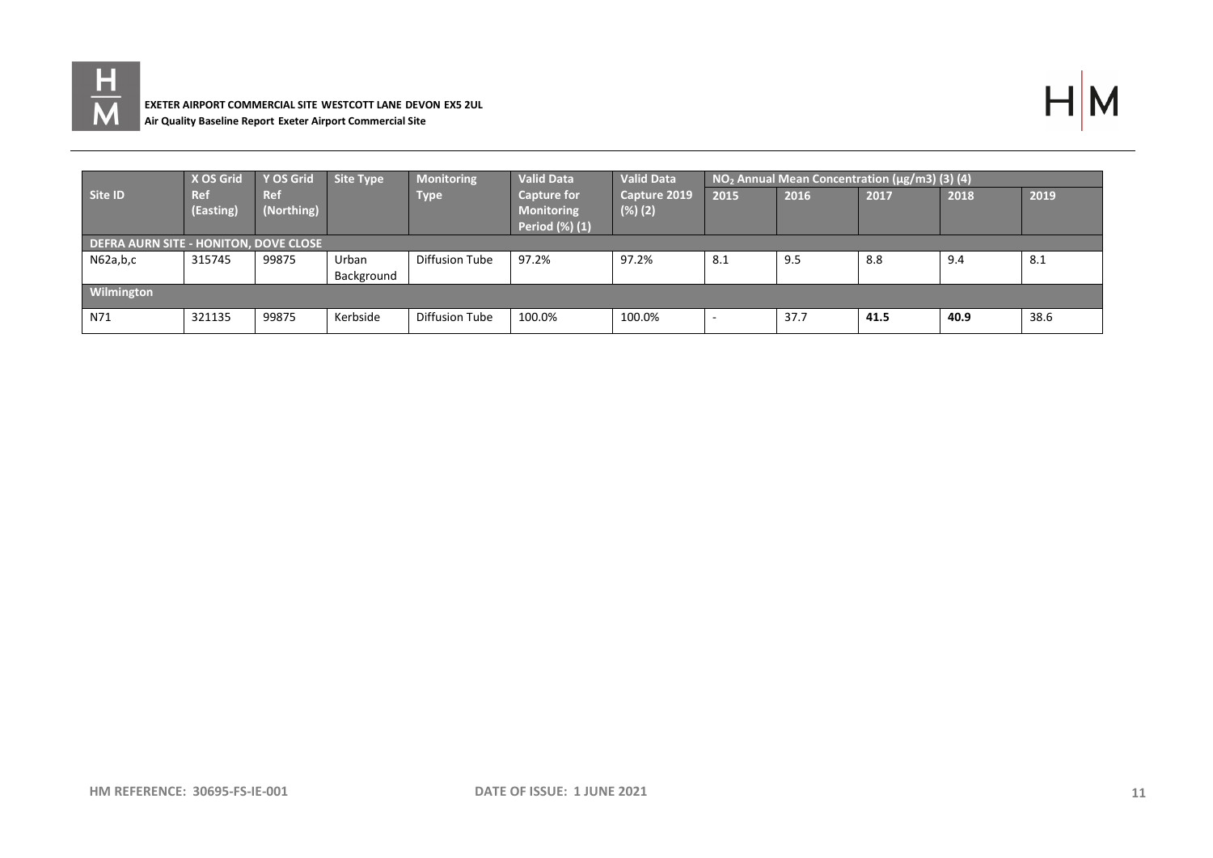| Site ID | X OS Grid Ref (Easting) | Y OS Grid Ref (Northing) | Site Type | Monitoring Type | Valid Data Capture for Monitoring Period (%) (1) | Valid Data Capture 2019 (%) (2) | $NO_2$ Annual Mean Concentration (µg/m3) (3) (4) | | | | |
|---|---|---|---|---|---|---|---|---|---|---|---|
| | | | | | | | 2015 | 2016 | 2017 | 2018 | 2019 |
| **DEFRA AURN SITE - HONITON, DOVE CLOSE** | | | | | | | | | | | |
| N62a,b,c | 315745 | 99875 | Urban Background | Diffusion Tube | 97.2% | 97.2% | 8.1 | 9.5 | 8.8 | 9.4 | 8.1 |
| **Wilmington** | | | | | | | | | | | |
| N71 | 321135 | 99875 | Kerbside | Diffusion Tube | 100.0% | 100.0% | - | 37.7 | **41.5** | **40.9** | 38.6 |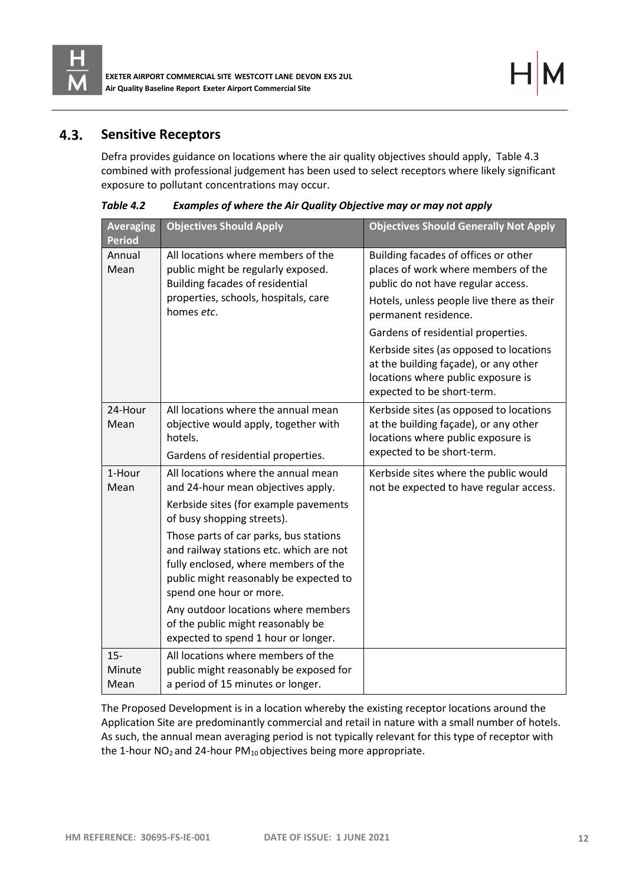## 4.3. Sensitive Receptors

Defra provides guidance on locations where the air quality objectives should apply, Table 4.3 combined with professional judgement has been used to select receptors where likely significant exposure to pollutant concentrations may occur.

***Table 4.2 Examples of where the Air Quality Objective may or may not apply***

| Averaging Period | Objectives Should Apply | Objectives Should Generally Not Apply |
|---|---|---|
| Annual Mean | All locations where members of the public might be regularly exposed. Building facades of residential properties, schools, hospitals, care homes *etc*. | Building facades of offices or other places of work where members of the public do not have regular access.<br>Hotels, unless people live there as their permanent residence.<br>Gardens of residential properties.<br>Kerbside sites (as opposed to locations at the building façade), or any other locations where public exposure is expected to be short-term. |
| 24-Hour Mean | All locations where the annual mean objective would apply, together with hotels.<br>Gardens of residential properties. | Kerbside sites (as opposed to locations at the building façade), or any other locations where public exposure is expected to be short-term. |
| 1-Hour Mean | All locations where the annual mean and 24-hour mean objectives apply.<br>Kerbside sites (for example pavements of busy shopping streets).<br>Those parts of car parks, bus stations and railway stations etc. which are not fully enclosed, where members of the public might reasonably be expected to spend one hour or more.<br>Any outdoor locations where members of the public might reasonably be expected to spend 1 hour or longer. | Kerbside sites where the public would not be expected to have regular access. |
| 15-Minute Mean | All locations where members of the public might reasonably be exposed for a period of 15 minutes or longer. | |

The Proposed Development is in a location whereby the existing receptor locations around the Application Site are predominantly commercial and retail in nature with a small number of hotels. As such, the annual mean averaging period is not typically relevant for this type of receptor with the 1-hour $NO_2$ and 24-hour $PM_{10}$ objectives being more appropriate.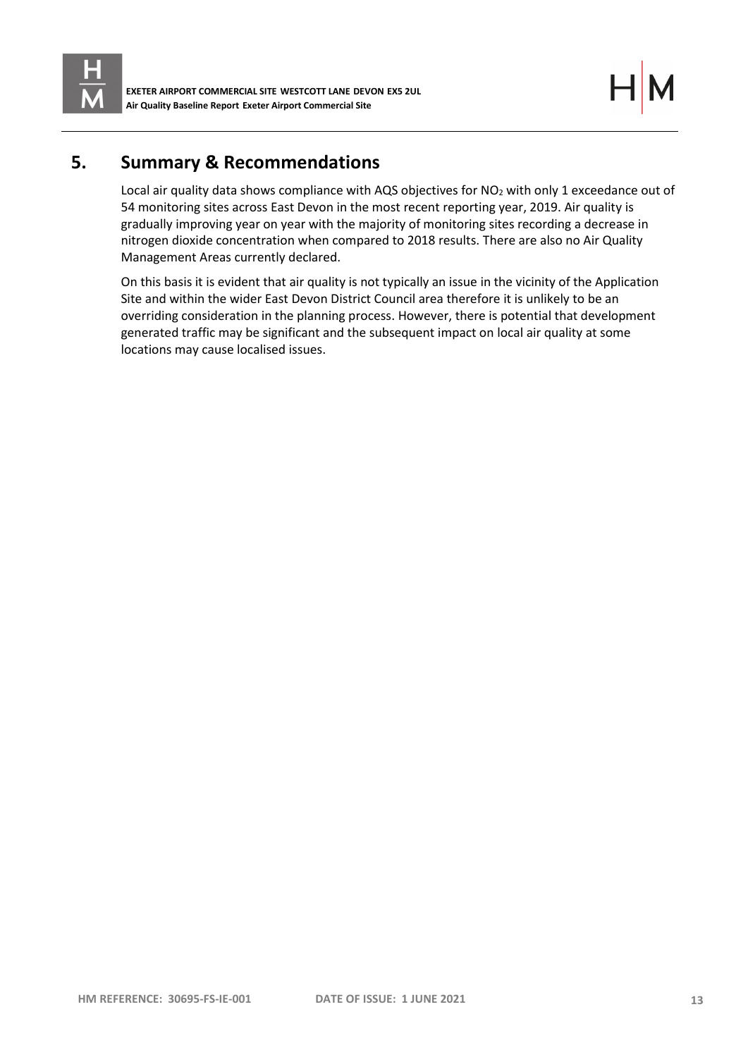## 5. Summary & Recommendations

Local air quality data shows compliance with AQS objectives for $NO_2$ with only 1 exceedance out of 54 monitoring sites across East Devon in the most recent reporting year, 2019. Air quality is gradually improving year on year with the majority of monitoring sites recording a decrease in nitrogen dioxide concentration when compared to 2018 results. There are also no Air Quality Management Areas currently declared.

On this basis it is evident that air quality is not typically an issue in the vicinity of the Application Site and within the wider East Devon District Council area therefore it is unlikely to be an overriding consideration in the planning process. However, there is potential that development generated traffic may be significant and the subsequent impact on local air quality at some locations may cause localised issues.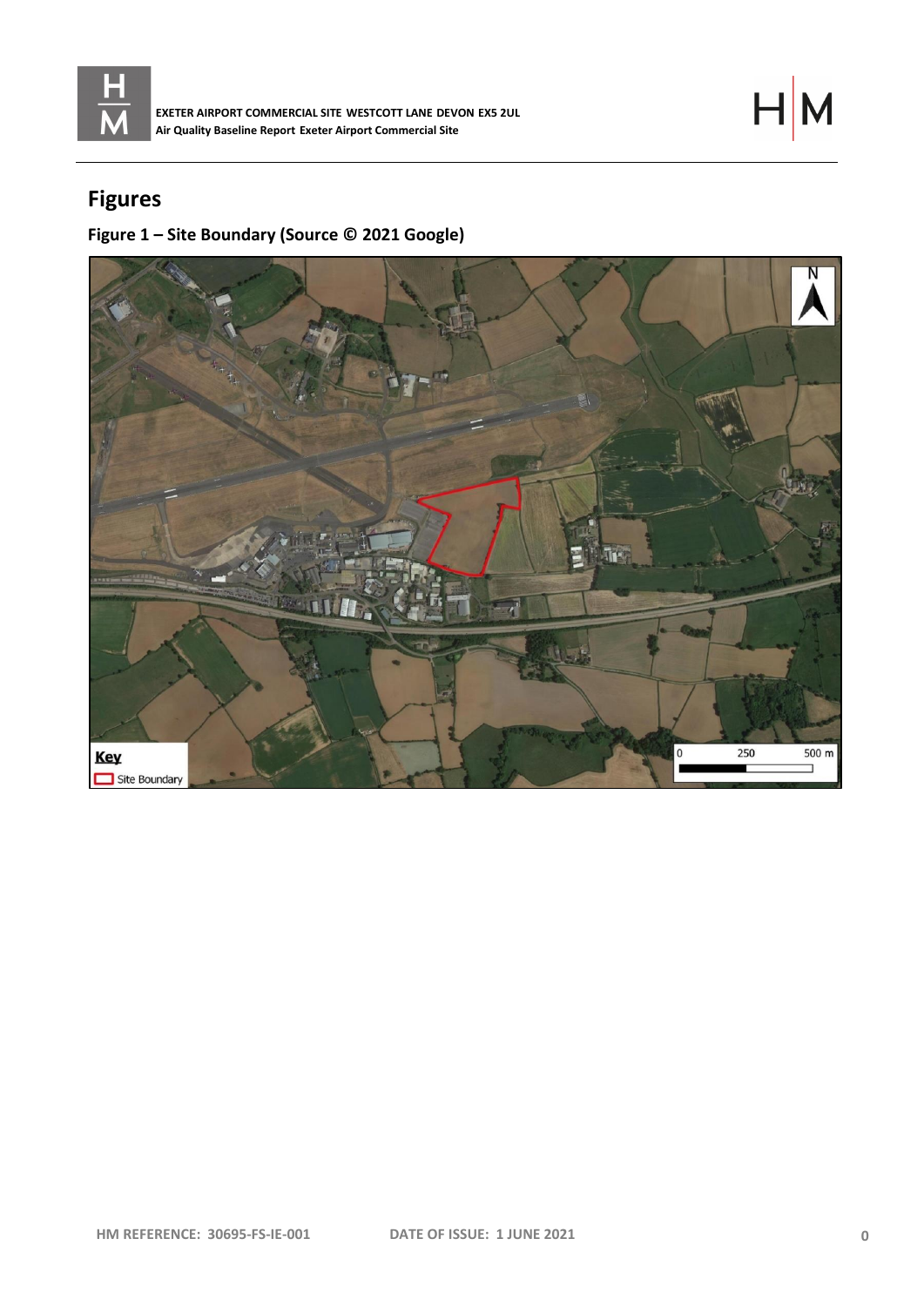## Figures

### Figure 1 – Site Boundary (Source © 2021 Google)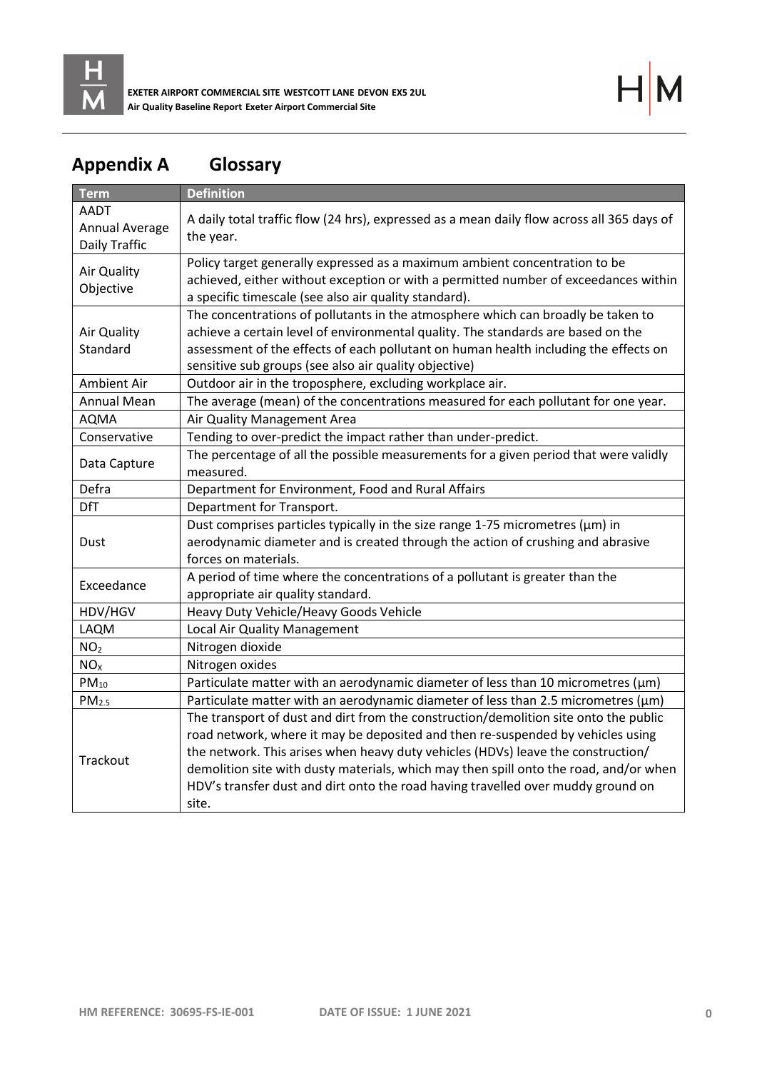## Appendix A Glossary

| Term | Definition |
|---|---|
| AADT Annual Average Daily Traffic | A daily total traffic flow (24 hrs), expressed as a mean daily flow across all 365 days of the year. |
| Air Quality Objective | Policy target generally expressed as a maximum ambient concentration to be achieved, either without exception or with a permitted number of exceedances within a specific timescale (see also air quality standard). |
| Air Quality Standard | The concentrations of pollutants in the atmosphere which can broadly be taken to achieve a certain level of environmental quality. The standards are based on the assessment of the effects of each pollutant on human health including the effects on sensitive sub groups (see also air quality objective) |
| Ambient Air | Outdoor air in the troposphere, excluding workplace air. |
| Annual Mean | The average (mean) of the concentrations measured for each pollutant for one year. |
| AQMA | Air Quality Management Area |
| Conservative | Tending to over-predict the impact rather than under-predict. |
| Data Capture | The percentage of all the possible measurements for a given period that were validly measured. |
| Defra | Department for Environment, Food and Rural Affairs |
| DfT | Department for Transport. |
| Dust | Dust comprises particles typically in the size range 1-75 micrometres (μm) in aerodynamic diameter and is created through the action of crushing and abrasive forces on materials. |
| Exceedance | A period of time where the concentrations of a pollutant is greater than the appropriate air quality standard. |
| HDV/HGV | Heavy Duty Vehicle/Heavy Goods Vehicle |
| LAQM | Local Air Quality Management |
| $NO_2$ | Nitrogen dioxide |
| $NO_x$ | Nitrogen oxides |
| $PM_{10}$ | Particulate matter with an aerodynamic diameter of less than 10 micrometres (μm) |
| $PM_{2.5}$ | Particulate matter with an aerodynamic diameter of less than 2.5 micrometres (μm) |
| Trackout | The transport of dust and dirt from the construction/demolition site onto the public road network, where it may be deposited and then re-suspended by vehicles using the network. This arises when heavy duty vehicles (HDVs) leave the construction/ demolition site with dusty materials, which may then spill onto the road, and/or when HDV's transfer dust and dirt onto the road having travelled over muddy ground on site. |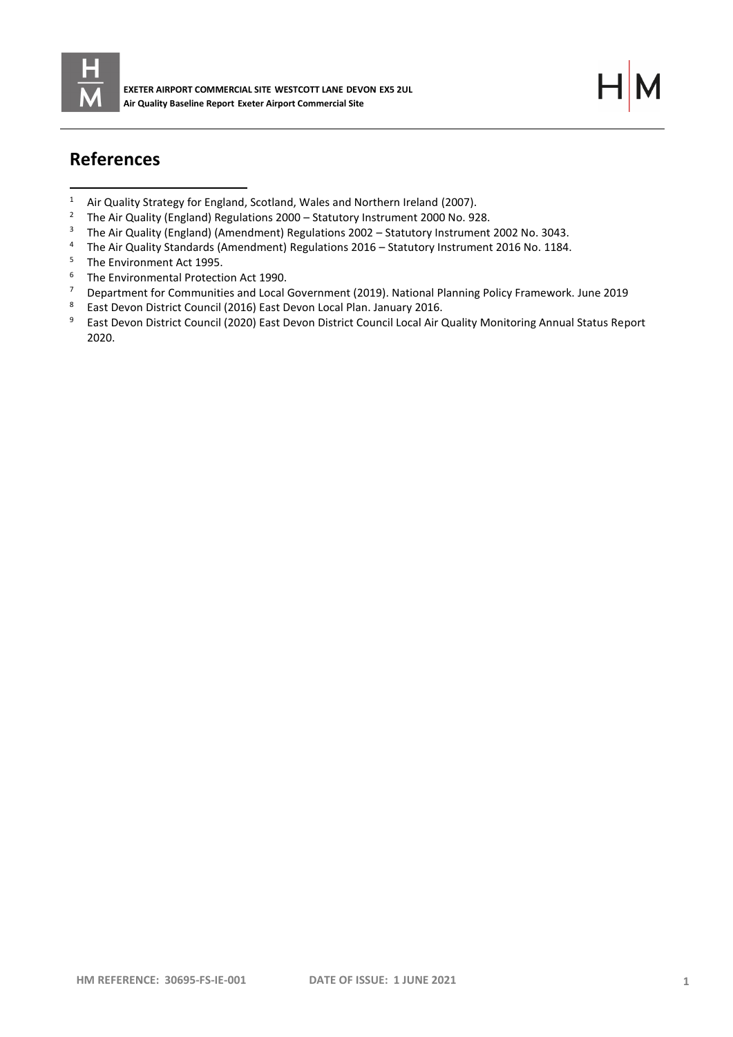## References

[1] Air Quality Strategy for England, Scotland, Wales and Northern Ireland (2007).

[2] The Air Quality (England) Regulations 2000 – Statutory Instrument 2000 No. 928.

[3] The Air Quality (England) (Amendment) Regulations 2002 – Statutory Instrument 2002 No. 3043.

[4] The Air Quality Standards (Amendment) Regulations 2016 – Statutory Instrument 2016 No. 1184.

[5] The Environment Act 1995.

[6] The Environmental Protection Act 1990.

[7] Department for Communities and Local Government (2019). National Planning Policy Framework. June 2019

[8] East Devon District Council (2016) East Devon Local Plan. January 2016.

[9] East Devon District Council (2020) East Devon District Council Local Air Quality Monitoring Annual Status Report 2020.